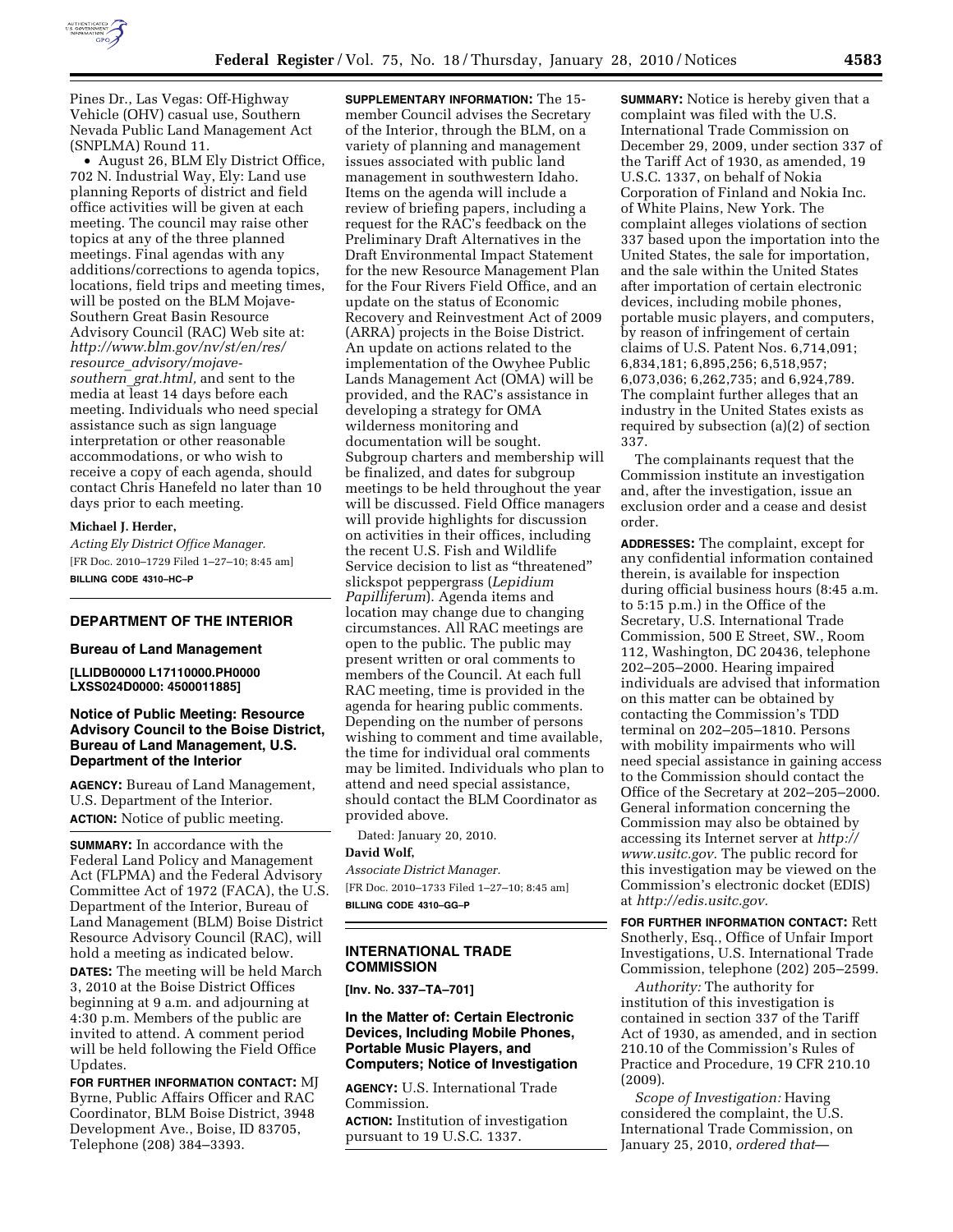Pines Dr., Las Vegas: Off-Highway Vehicle (OHV) casual use, Southern Nevada Public Land Management Act (SNPLMA) Round 11.

- August 26, BLM Ely District Office, 702 N. Industrial Way, Ely: Land use planning Reports of district and field office activities will be given at each meeting. The council may raise other topics at any of the three planned meetings. Final agendas with any additions/corrections to agenda topics, locations, field trips and meeting times, will be posted on the BLM Mojave-Southern Great Basin Resource Advisory Council (RAC) Web site at: *http://www.blm.gov/nv/st/en/res/resource_advisory/mojave-southern_grat.html,* and sent to the media at least 14 days before each meeting. Individuals who need special assistance such as sign language interpretation or other reasonable accommodations, or who wish to receive a copy of each agenda, should contact Chris Hanefeld no later than 10 days prior to each meeting.

**Michael J. Herder,**

*Acting Ely District Office Manager.*

[FR Doc. 2010–1729 Filed 1–27–10; 8:45 am]

**BILLING CODE 4310–HC–P**

## DEPARTMENT OF THE INTERIOR

### Bureau of Land Management

**[LLIDB00000 L17110000.PH0000 LXSS024D0000: 4500011885]**

### Notice of Public Meeting: Resource Advisory Council to the Boise District, Bureau of Land Management, U.S. Department of the Interior

**AGENCY:** Bureau of Land Management, U.S. Department of the Interior.

**ACTION:** Notice of public meeting.

**SUMMARY:** In accordance with the Federal Land Policy and Management Act (FLPMA) and the Federal Advisory Committee Act of 1972 (FACA), the U.S. Department of the Interior, Bureau of Land Management (BLM) Boise District Resource Advisory Council (RAC), will hold a meeting as indicated below.

**DATES:** The meeting will be held March 3, 2010 at the Boise District Offices beginning at 9 a.m. and adjourning at 4:30 p.m. Members of the public are invited to attend. A comment period will be held following the Field Office Updates.

**FOR FURTHER INFORMATION CONTACT:** MJ Byrne, Public Affairs Officer and RAC Coordinator, BLM Boise District, 3948 Development Ave., Boise, ID 83705, Telephone (208) 384–3393.

**SUPPLEMENTARY INFORMATION:** The 15-member Council advises the Secretary of the Interior, through the BLM, on a variety of planning and management issues associated with public land management in southwestern Idaho. Items on the agenda will include a review of briefing papers, including a request for the RAC's feedback on the Preliminary Draft Alternatives in the Draft Environmental Impact Statement for the new Resource Management Plan for the Four Rivers Field Office, and an update on the status of Economic Recovery and Reinvestment Act of 2009 (ARRA) projects in the Boise District. An update on actions related to the implementation of the Owyhee Public Lands Management Act (OMA) will be provided, and the RAC's assistance in developing a strategy for OMA wilderness monitoring and documentation will be sought. Subgroup charters and membership will be finalized, and dates for subgroup meetings to be held throughout the year will be discussed. Field Office managers will provide highlights for discussion on activities in their offices, including the recent U.S. Fish and Wildlife Service decision to list as "threatened" slickspot peppergrass (*Lepidium Papilliferum*). Agenda items and location may change due to changing circumstances. All RAC meetings are open to the public. The public may present written or oral comments to members of the Council. At each full RAC meeting, time is provided in the agenda for hearing public comments. Depending on the number of persons wishing to comment and time available, the time for individual oral comments may be limited. Individuals who plan to attend and need special assistance, should contact the BLM Coordinator as provided above.

Dated: January 20, 2010.

**David Wolf,**

*Associate District Manager.*

[FR Doc. 2010–1733 Filed 1–27–10; 8:45 am]

**BILLING CODE 4310–GG–P**

## INTERNATIONAL TRADE COMMISSION

**[Inv. No. 337–TA–701]**

### In the Matter of: Certain Electronic Devices, Including Mobile Phones, Portable Music Players, and Computers; Notice of Investigation

**AGENCY:** U.S. International Trade Commission.

**ACTION:** Institution of investigation pursuant to 19 U.S.C. 1337.

**SUMMARY:** Notice is hereby given that a complaint was filed with the U.S. International Trade Commission on December 29, 2009, under section 337 of the Tariff Act of 1930, as amended, 19 U.S.C. 1337, on behalf of Nokia Corporation of Finland and Nokia Inc. of White Plains, New York. The complaint alleges violations of section 337 based upon the importation into the United States, the sale for importation, and the sale within the United States after importation of certain electronic devices, including mobile phones, portable music players, and computers, by reason of infringement of certain claims of U.S. Patent Nos. 6,714,091; 6,834,181; 6,895,256; 6,518,957; 6,073,036; 6,262,735; and 6,924,789. The complaint further alleges that an industry in the United States exists as required by subsection (a)(2) of section 337.

The complainants request that the Commission institute an investigation and, after the investigation, issue an exclusion order and a cease and desist order.

**ADDRESSES:** The complaint, except for any confidential information contained therein, is available for inspection during official business hours (8:45 a.m. to 5:15 p.m.) in the Office of the Secretary, U.S. International Trade Commission, 500 E Street, SW., Room 112, Washington, DC 20436, telephone 202–205–2000. Hearing impaired individuals are advised that information on this matter can be obtained by contacting the Commission's TDD terminal on 202–205–1810. Persons with mobility impairments who will need special assistance in gaining access to the Commission should contact the Office of the Secretary at 202–205–2000. General information concerning the Commission may also be obtained by accessing its Internet server at *http://www.usitc.gov.* The public record for this investigation may be viewed on the Commission's electronic docket (EDIS) at *http://edis.usitc.gov.*

**FOR FURTHER INFORMATION CONTACT:** Rett Snotherly, Esq., Office of Unfair Import Investigations, U.S. International Trade Commission, telephone (202) 205–2599.

*Authority:* The authority for institution of this investigation is contained in section 337 of the Tariff Act of 1930, as amended, and in section 210.10 of the Commission's Rules of Practice and Procedure, 19 CFR 210.10 (2009).

*Scope of Investigation:* Having considered the complaint, the U.S. International Trade Commission, on January 25, 2010, *ordered that*—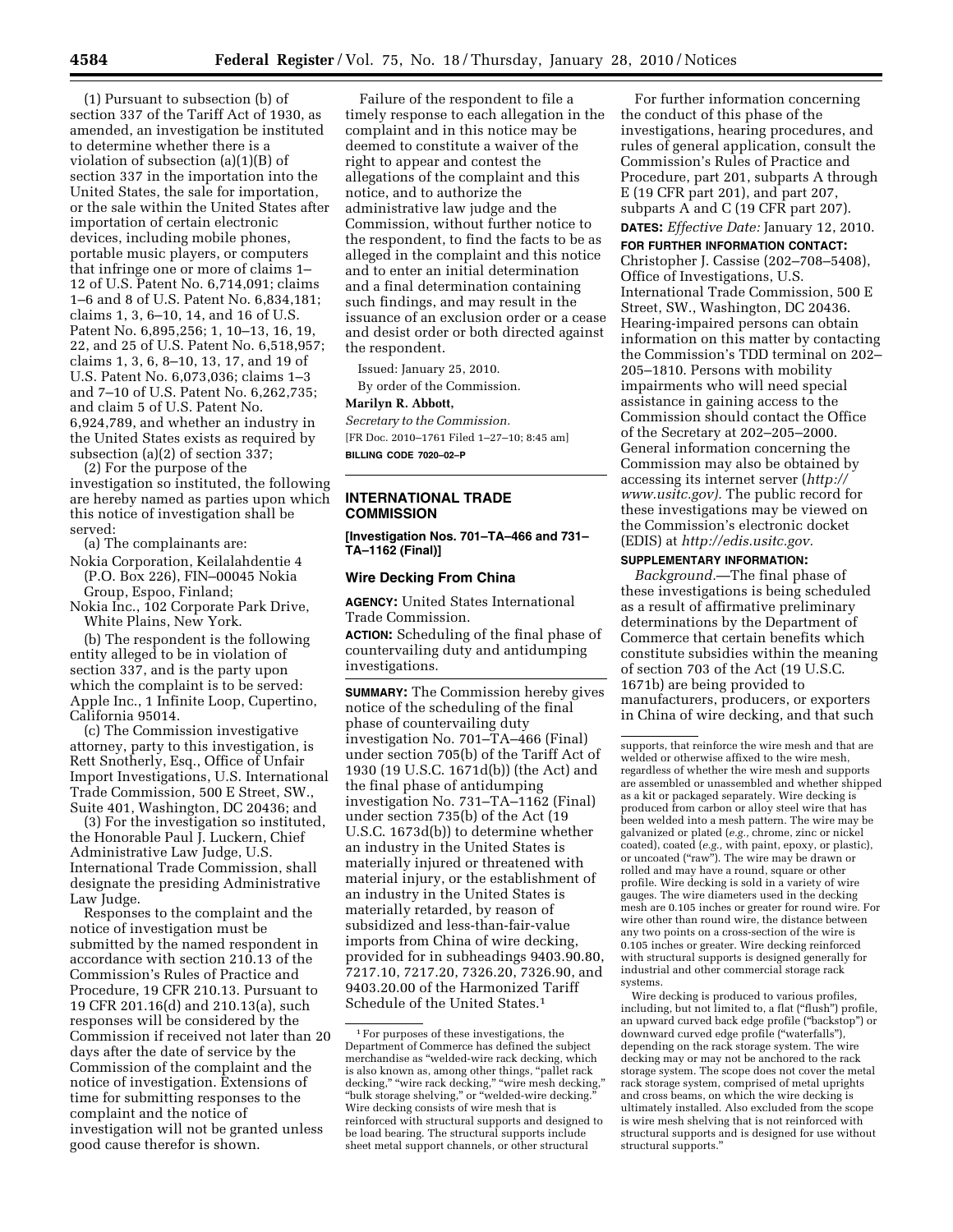(1) Pursuant to subsection (b) of section 337 of the Tariff Act of 1930, as amended, an investigation be instituted to determine whether there is a violation of subsection (a)(1)(B) of section 337 in the importation into the United States, the sale for importation, or the sale within the United States after importation of certain electronic devices, including mobile phones, portable music players, or computers that infringe one or more of claims 1–12 of U.S. Patent No. 6,714,091; claims 1–6 and 8 of U.S. Patent No. 6,834,181; claims 1, 3, 6–10, 14, and 16 of U.S. Patent No. 6,895,256; 1, 10–13, 16, 19, 22, and 25 of U.S. Patent No. 6,518,957; claims 1, 3, 6, 8–10, 13, 17, and 19 of U.S. Patent No. 6,073,036; claims 1–3 and 7–10 of U.S. Patent No. 6,262,735; and claim 5 of U.S. Patent No. 6,924,789, and whether an industry in the United States exists as required by subsection (a)(2) of section 337;

(2) For the purpose of the investigation so instituted, the following are hereby named as parties upon which this notice of investigation shall be served:

(a) The complainants are:

Nokia Corporation, Keilalahdentie 4 (P.O. Box 226), FIN–00045 Nokia Group, Espoo, Finland;

Nokia Inc., 102 Corporate Park Drive, White Plains, New York.

(b) The respondent is the following entity alleged to be in violation of section 337, and is the party upon which the complaint is to be served: Apple Inc., 1 Infinite Loop, Cupertino, California 95014.

(c) The Commission investigative attorney, party to this investigation, is Rett Snotherly, Esq., Office of Unfair Import Investigations, U.S. International Trade Commission, 500 E Street, SW., Suite 401, Washington, DC 20436; and

(3) For the investigation so instituted, the Honorable Paul J. Luckern, Chief Administrative Law Judge, U.S. International Trade Commission, shall designate the presiding Administrative Law Judge.

Responses to the complaint and the notice of investigation must be submitted by the named respondent in accordance with section 210.13 of the Commission's Rules of Practice and Procedure, 19 CFR 210.13. Pursuant to 19 CFR 201.16(d) and 210.13(a), such responses will be considered by the Commission if received not later than 20 days after the date of service by the Commission of the complaint and the notice of investigation. Extensions of time for submitting responses to the complaint and the notice of investigation will not be granted unless good cause therefor is shown.

Failure of the respondent to file a timely response to each allegation in the complaint and in this notice may be deemed to constitute a waiver of the right to appear and contest the allegations of the complaint and this notice, and to authorize the administrative law judge and the Commission, without further notice to the respondent, to find the facts to be as alleged in the complaint and this notice and to enter an initial determination and a final determination containing such findings, and may result in the issuance of an exclusion order or a cease and desist order or both directed against the respondent.

Issued: January 25, 2010.

By order of the Commission.

**Marilyn R. Abbott,**

*Secretary to the Commission.*

[FR Doc. 2010–1761 Filed 1–27–10; 8:45 am]

**BILLING CODE 7020–02–P**

## INTERNATIONAL TRADE COMMISSION

**[Investigation Nos. 701–TA–466 and 731–TA–1162 (Final)]**

### Wire Decking From China

**AGENCY:** United States International Trade Commission.

**ACTION:** Scheduling of the final phase of countervailing duty and antidumping investigations.

**SUMMARY:** The Commission hereby gives notice of the scheduling of the final phase of countervailing duty investigation No. 701–TA–466 (Final) under section 705(b) of the Tariff Act of 1930 (19 U.S.C. 1671d(b)) (the Act) and the final phase of antidumping investigation No. 731–TA–1162 (Final) under section 735(b) of the Act (19 U.S.C. 1673d(b)) to determine whether an industry in the United States is materially injured or threatened with material injury, or the establishment of an industry in the United States is materially retarded, by reason of subsidized and less-than-fair-value imports from China of wire decking, provided for in subheadings 9403.90.80, 7217.10, 7217.20, 7326.20, 7326.90, and 9403.20.00 of the Harmonized Tariff Schedule of the United States.[1]

For further information concerning the conduct of this phase of the investigations, hearing procedures, and rules of general application, consult the Commission's Rules of Practice and Procedure, part 201, subparts A through E (19 CFR part 201), and part 207, subparts A and C (19 CFR part 207).

**DATES:** *Effective Date:* January 12, 2010.

**FOR FURTHER INFORMATION CONTACT:** Christopher J. Cassise (202–708–5408), Office of Investigations, U.S. International Trade Commission, 500 E Street, SW., Washington, DC 20436. Hearing-impaired persons can obtain information on this matter by contacting the Commission's TDD terminal on 202–205–1810. Persons with mobility impairments who will need special assistance in gaining access to the Commission should contact the Office of the Secretary at 202–205–2000. General information concerning the Commission may also be obtained by accessing its internet server (*http://www.usitc.gov).* The public record for these investigations may be viewed on the Commission's electronic docket (EDIS) at *http://edis.usitc.gov.*

**SUPPLEMENTARY INFORMATION:**

*Background.*—The final phase of these investigations is being scheduled as a result of affirmative preliminary determinations by the Department of Commerce that certain benefits which constitute subsidies within the meaning of section 703 of the Act (19 U.S.C. 1671b) are being provided to manufacturers, producers, or exporters in China of wire decking, and that such

[1] For purposes of these investigations, the Department of Commerce has defined the subject merchandise as "welded-wire rack decking, which is also known as, among other things, "pallet rack decking," "wire rack decking," "wire mesh decking," "bulk storage shelving," or "welded-wire decking." Wire decking consists of wire mesh that is reinforced with structural supports and designed to be load bearing. The structural supports include sheet metal support channels, or other structural supports, that reinforce the wire mesh and that are welded or otherwise affixed to the wire mesh, regardless of whether the wire mesh and supports are assembled or unassembled and whether shipped as a kit or packaged separately. Wire decking is produced from carbon or alloy steel wire that has been welded into a mesh pattern. The wire may be galvanized or plated (*e.g.,* chrome, zinc or nickel coated), coated (*e.g.,* with paint, epoxy, or plastic), or uncoated ("raw"). The wire may be drawn or rolled and may have a round, square or other profile. Wire decking is sold in a variety of wire gauges. The wire diameters used in the decking mesh are 0.105 inches or greater for round wire. For wire other than round wire, the distance between any two points on a cross-section of the wire is 0.105 inches or greater. Wire decking reinforced with structural supports is designed generally for industrial and other commercial storage rack systems.

Wire decking is produced to various profiles, including, but not limited to, a flat ("flush") profile, an upward curved back edge profile ("backstop") or downward curved edge profile ("waterfalls"), depending on the rack storage system. The wire decking may or may not be anchored to the rack storage system. The scope does not cover the metal rack storage system, comprised of metal uprights and cross beams, on which the wire decking is ultimately installed. Also excluded from the scope is wire mesh shelving that is not reinforced with structural supports and is designed for use without structural supports."